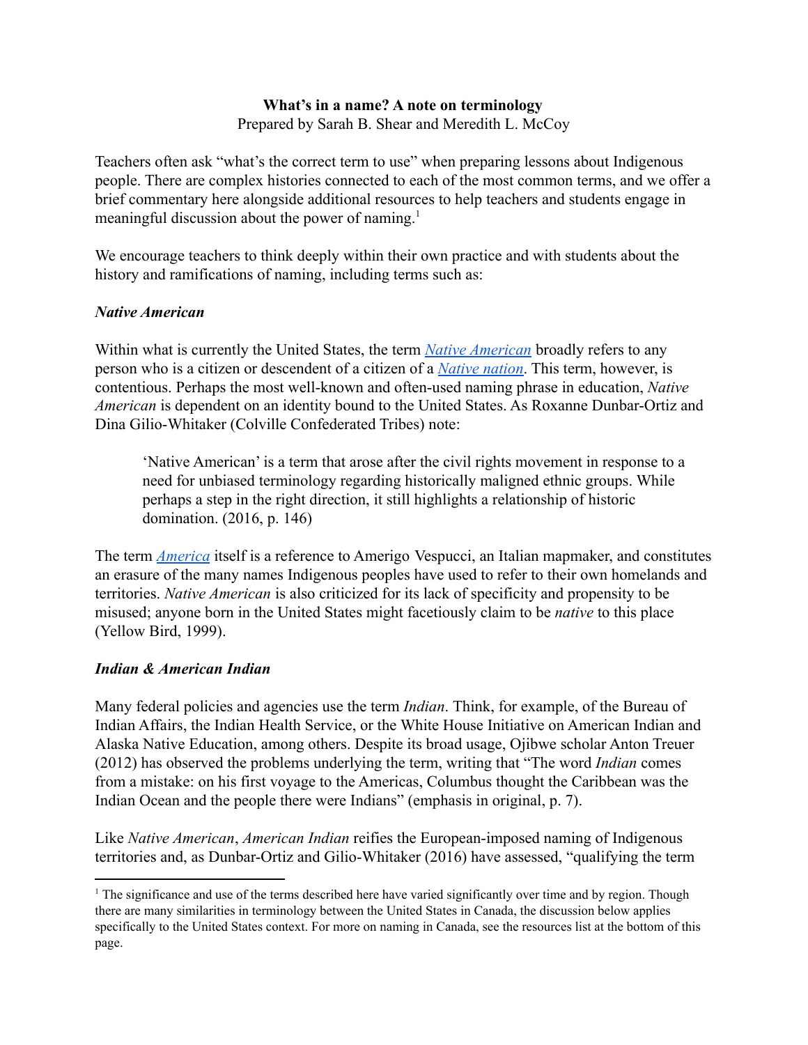**What's in a name? A note on terminology**

Prepared by Sarah B. Shear and Meredith L. McCoy

Teachers often ask "what's the correct term to use" when preparing lessons about Indigenous people. There are complex histories connected to each of the most common terms, and we offer a brief commentary here alongside additional resources to help teachers and students engage in meaningful discussion about the power of naming.[1]

We encourage teachers to think deeply within their own practice and with students about the history and ramifications of naming, including terms such as:

***Native American***

Within what is currently the United States, the term *Native American* broadly refers to any person who is a citizen or descendent of a citizen of a *Native nation*. This term, however, is contentious. Perhaps the most well-known and often-used naming phrase in education, *Native American* is dependent on an identity bound to the United States. As Roxanne Dunbar-Ortiz and Dina Gilio-Whitaker (Colville Confederated Tribes) note:

> 'Native American' is a term that arose after the civil rights movement in response to a need for unbiased terminology regarding historically maligned ethnic groups. While perhaps a step in the right direction, it still highlights a relationship of historic domination. (2016, p. 146)

The term *America* itself is a reference to Amerigo Vespucci, an Italian mapmaker, and constitutes an erasure of the many names Indigenous peoples have used to refer to their own homelands and territories. *Native American* is also criticized for its lack of specificity and propensity to be misused; anyone born in the United States might facetiously claim to be *native* to this place (Yellow Bird, 1999).

***Indian & American Indian***

Many federal policies and agencies use the term *Indian*. Think, for example, of the Bureau of Indian Affairs, the Indian Health Service, or the White House Initiative on American Indian and Alaska Native Education, among others. Despite its broad usage, Ojibwe scholar Anton Treuer (2012) has observed the problems underlying the term, writing that "The word *Indian* comes from a mistake: on his first voyage to the Americas, Columbus thought the Caribbean was the Indian Ocean and the people there were Indians" (emphasis in original, p. 7).

Like *Native American*, *American Indian* reifies the European-imposed naming of Indigenous territories and, as Dunbar-Ortiz and Gilio-Whitaker (2016) have assessed, "qualifying the term

[1] The significance and use of the terms described here have varied significantly over time and by region. Though there are many similarities in terminology between the United States in Canada, the discussion below applies specifically to the United States context. For more on naming in Canada, see the resources list at the bottom of this page.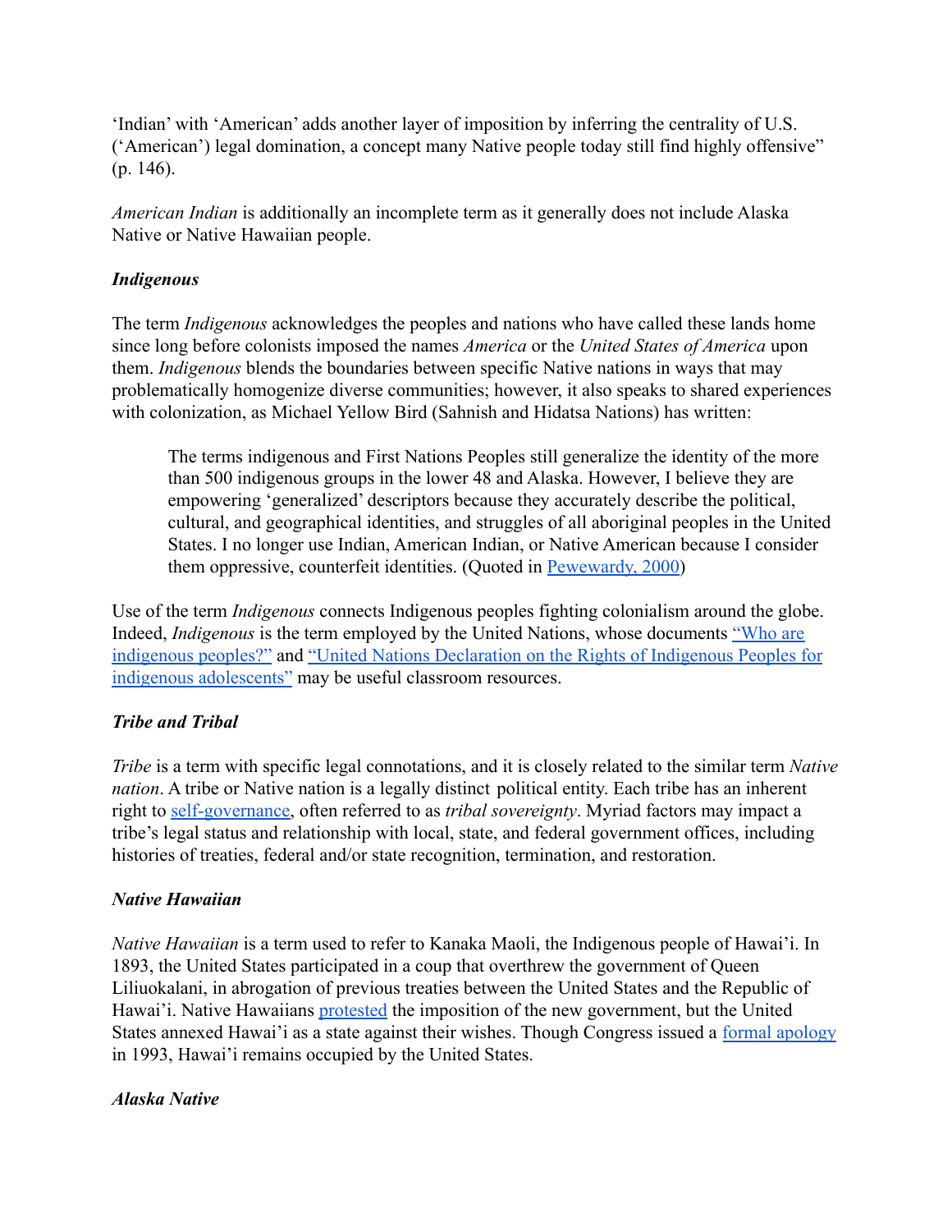'Indian' with 'American' adds another layer of imposition by inferring the centrality of U.S. ('American') legal domination, a concept many Native people today still find highly offensive" (p. 146).

*American Indian* is additionally an incomplete term as it generally does not include Alaska Native or Native Hawaiian people.

### *Indigenous*

The term *Indigenous* acknowledges the peoples and nations who have called these lands home since long before colonists imposed the names *America* or the *United States of America* upon them. *Indigenous* blends the boundaries between specific Native nations in ways that may problematically homogenize diverse communities; however, it also speaks to shared experiences with colonization, as Michael Yellow Bird (Sahnish and Hidatsa Nations) has written:

> The terms indigenous and First Nations Peoples still generalize the identity of the more than 500 indigenous groups in the lower 48 and Alaska. However, I believe they are empowering 'generalized' descriptors because they accurately describe the political, cultural, and geographical identities, and struggles of all aboriginal peoples in the United States. I no longer use Indian, American Indian, or Native American because I consider them oppressive, counterfeit identities. (Quoted in Pewewardy, 2000)

Use of the term *Indigenous* connects Indigenous peoples fighting colonialism around the globe. Indeed, *Indigenous* is the term employed by the United Nations, whose documents "Who are indigenous peoples?" and "United Nations Declaration on the Rights of Indigenous Peoples for indigenous adolescents" may be useful classroom resources.

### *Tribe and Tribal*

*Tribe* is a term with specific legal connotations, and it is closely related to the similar term *Native nation*. A tribe or Native nation is a legally distinct political entity. Each tribe has an inherent right to self-governance, often referred to as *tribal sovereignty*. Myriad factors may impact a tribe's legal status and relationship with local, state, and federal government offices, including histories of treaties, federal and/or state recognition, termination, and restoration.

### *Native Hawaiian*

*Native Hawaiian* is a term used to refer to Kanaka Maoli, the Indigenous people of Hawai'i. In 1893, the United States participated in a coup that overthrew the government of Queen Liliuokalani, in abrogation of previous treaties between the United States and the Republic of Hawai'i. Native Hawaiians protested the imposition of the new government, but the United States annexed Hawai'i as a state against their wishes. Though Congress issued a formal apology in 1993, Hawai'i remains occupied by the United States.

### *Alaska Native*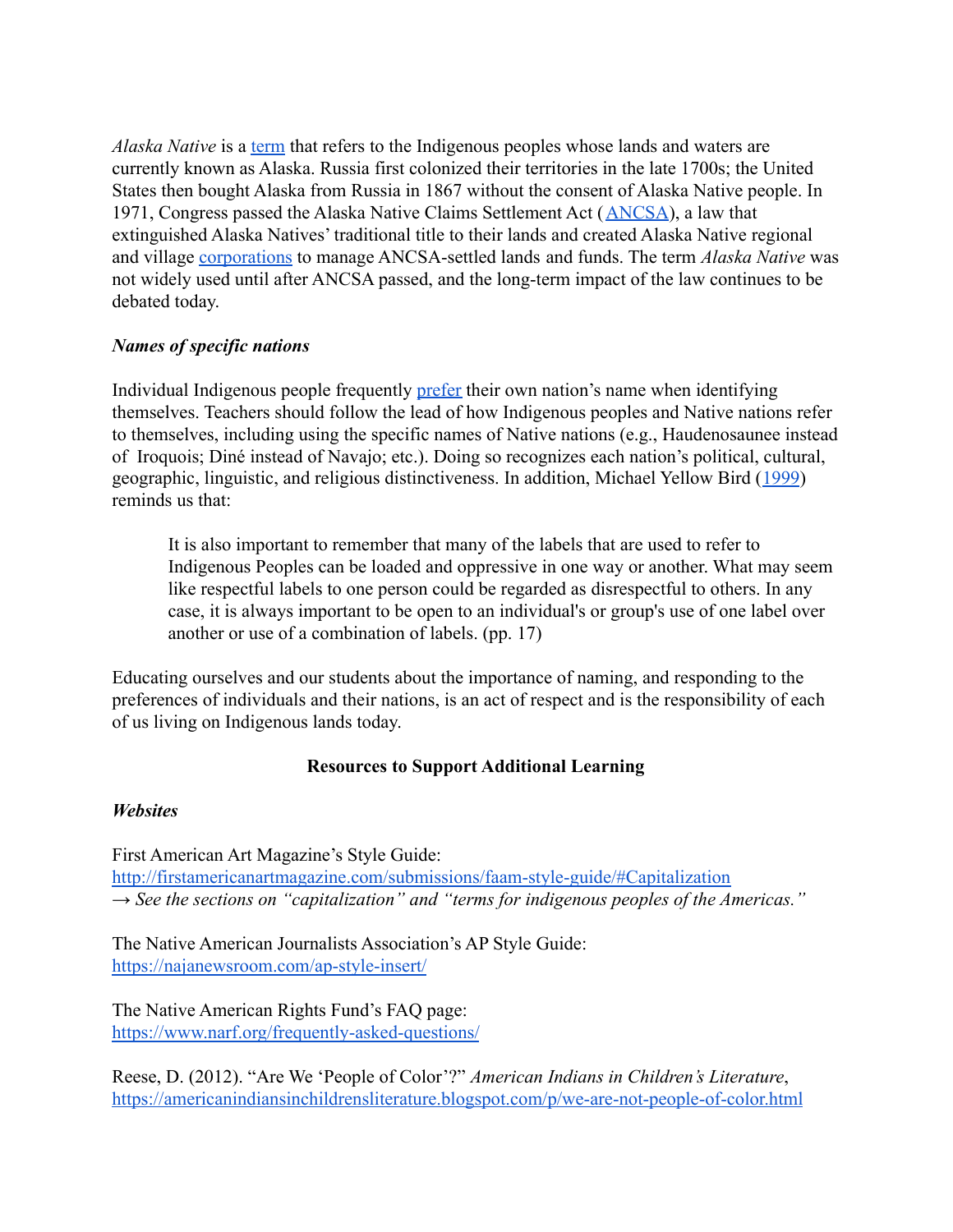*Alaska Native* is a term that refers to the Indigenous peoples whose lands and waters are currently known as Alaska. Russia first colonized their territories in the late 1700s; the United States then bought Alaska from Russia in 1867 without the consent of Alaska Native people. In 1971, Congress passed the Alaska Native Claims Settlement Act (ANCSA), a law that extinguished Alaska Natives' traditional title to their lands and created Alaska Native regional and village corporations to manage ANCSA-settled lands and funds. The term *Alaska Native* was not widely used until after ANCSA passed, and the long-term impact of the law continues to be debated today.

***Names of specific nations***

Individual Indigenous people frequently prefer their own nation's name when identifying themselves. Teachers should follow the lead of how Indigenous peoples and Native nations refer to themselves, including using the specific names of Native nations (e.g., Haudenosaunee instead of Iroquois; Diné instead of Navajo; etc.). Doing so recognizes each nation's political, cultural, geographic, linguistic, and religious distinctiveness. In addition, Michael Yellow Bird (1999) reminds us that:

> It is also important to remember that many of the labels that are used to refer to Indigenous Peoples can be loaded and oppressive in one way or another. What may seem like respectful labels to one person could be regarded as disrespectful to others. In any case, it is always important to be open to an individual's or group's use of one label over another or use of a combination of labels. (pp. 17)

Educating ourselves and our students about the importance of naming, and responding to the preferences of individuals and their nations, is an act of respect and is the responsibility of each of us living on Indigenous lands today.

**Resources to Support Additional Learning**

***Websites***

First American Art Magazine's Style Guide:
http://firstamericanartmagazine.com/submissions/faam-style-guide/#Capitalization
→ *See the sections on "capitalization" and "terms for indigenous peoples of the Americas."*

The Native American Journalists Association's AP Style Guide:
https://najanewsroom.com/ap-style-insert/

The Native American Rights Fund's FAQ page:
https://www.narf.org/frequently-asked-questions/

Reese, D. (2012). "Are We 'People of Color'?" *American Indians in Children's Literature*, https://americanindiansinchildrensliterature.blogspot.com/p/we-are-not-people-of-color.html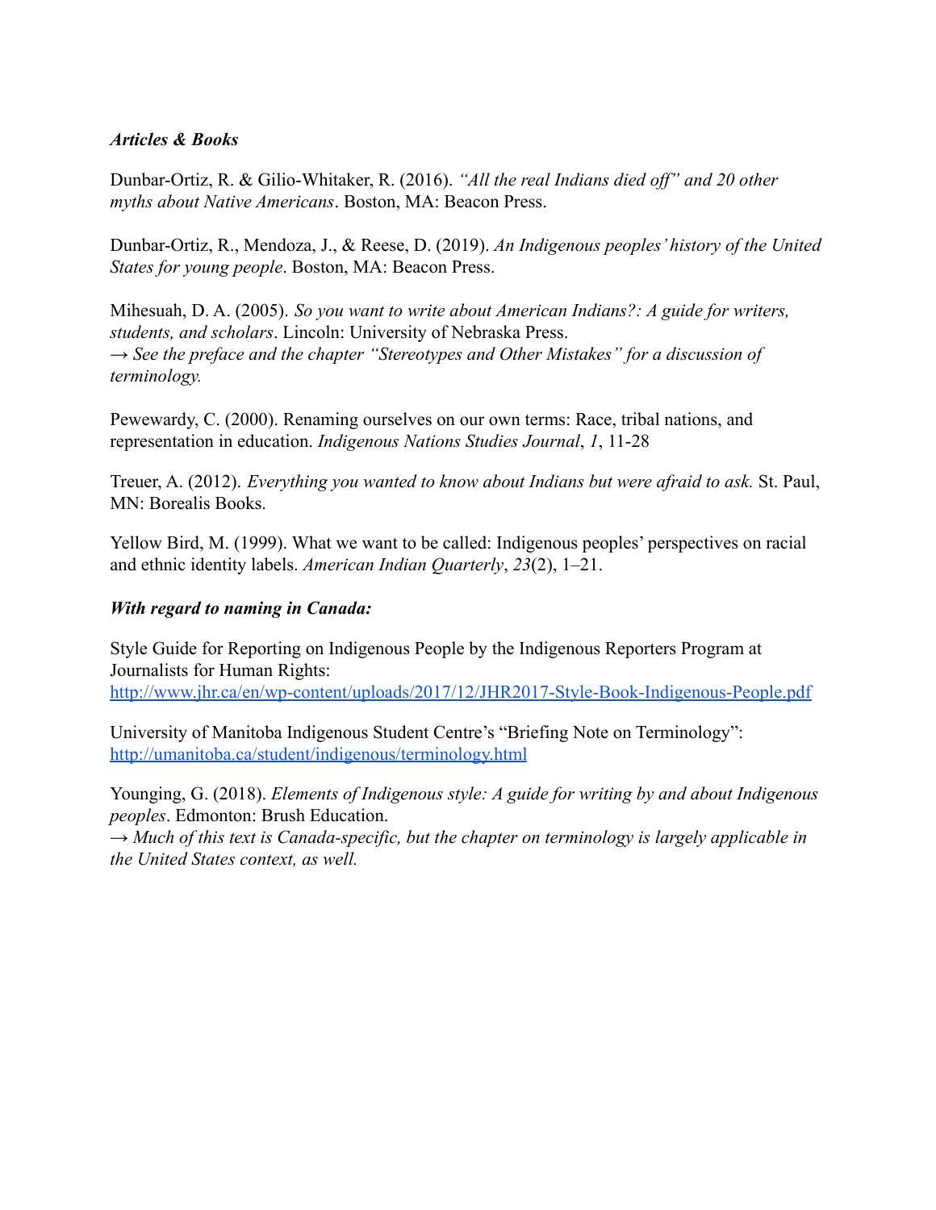***Articles & Books***

Dunbar-Ortiz, R. & Gilio-Whitaker, R. (2016). *"All the real Indians died off" and 20 other myths about Native Americans*. Boston, MA: Beacon Press.

Dunbar-Ortiz, R., Mendoza, J., & Reese, D. (2019). *An Indigenous peoples' history of the United States for young people*. Boston, MA: Beacon Press.

Mihesuah, D. A. (2005). *So you want to write about American Indians?: A guide for writers, students, and scholars*. Lincoln: University of Nebraska Press.
→ *See the preface and the chapter "Stereotypes and Other Mistakes" for a discussion of terminology.*

Pewewardy, C. (2000). Renaming ourselves on our own terms: Race, tribal nations, and representation in education. *Indigenous Nations Studies Journal*, *1*, 11-28

Treuer, A. (2012). *Everything you wanted to know about Indians but were afraid to ask.* St. Paul, MN: Borealis Books.

Yellow Bird, M. (1999). What we want to be called: Indigenous peoples' perspectives on racial and ethnic identity labels. *American Indian Quarterly*, *23*(2), 1–21.

***With regard to naming in Canada:***

Style Guide for Reporting on Indigenous People by the Indigenous Reporters Program at Journalists for Human Rights:
[http://www.jhr.ca/en/wp-content/uploads/2017/12/JHR2017-Style-Book-Indigenous-People.pdf](http://www.jhr.ca/en/wp-content/uploads/2017/12/JHR2017-Style-Book-Indigenous-People.pdf)

University of Manitoba Indigenous Student Centre's "Briefing Note on Terminology":
[http://umanitoba.ca/student/indigenous/terminology.html](http://umanitoba.ca/student/indigenous/terminology.html)

Younging, G. (2018). *Elements of Indigenous style: A guide for writing by and about Indigenous peoples*. Edmonton: Brush Education.
→ *Much of this text is Canada-specific, but the chapter on terminology is largely applicable in the United States context, as well.*